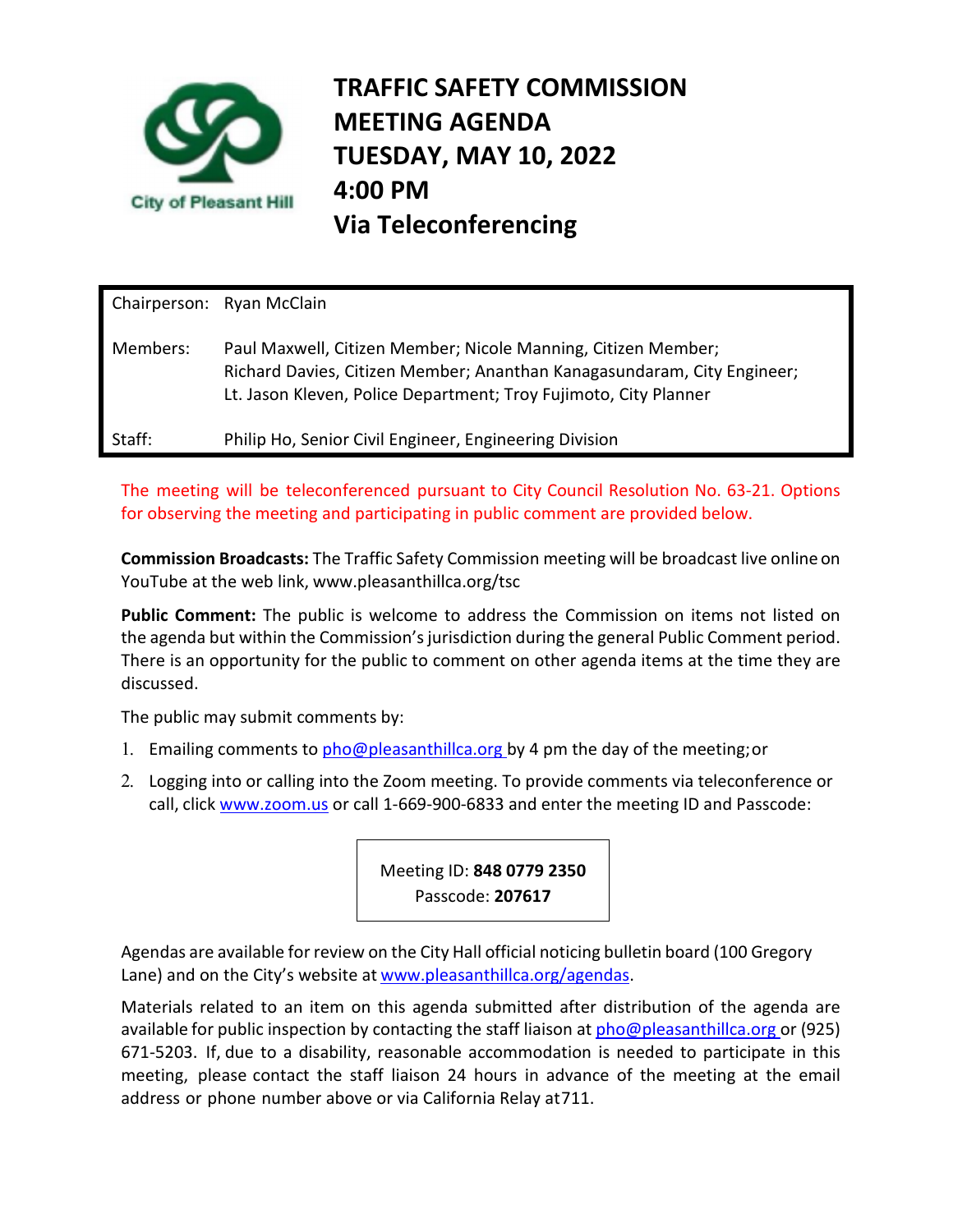City of Pleasant Hill

# TRAFFIC SAFETY COMMISSION MEETING AGENDA
# TUESDAY, MAY 10, 2022
# 4:00 PM
# Via Teleconferencing

| | |
|---|---|
| Chairperson: | Ryan McClain |
| Members: | Paul Maxwell, Citizen Member; Nicole Manning, Citizen Member; Richard Davies, Citizen Member; Ananthan Kanagasundaram, City Engineer; Lt. Jason Kleven, Police Department; Troy Fujimoto, City Planner |
| Staff: | Philip Ho, Senior Civil Engineer, Engineering Division |

The meeting will be teleconferenced pursuant to City Council Resolution No. 63-21. Options for observing the meeting and participating in public comment are provided below.

**Commission Broadcasts:** The Traffic Safety Commission meeting will be broadcast live online on YouTube at the web link, www.pleasanthillca.org/tsc

**Public Comment:** The public is welcome to address the Commission on items not listed on the agenda but within the Commission's jurisdiction during the general Public Comment period. There is an opportunity for the public to comment on other agenda items at the time they are discussed.

The public may submit comments by:

1. Emailing comments to pho@pleasanthillca.org by 4 pm the day of the meeting; or
2. Logging into or calling into the Zoom meeting. To provide comments via teleconference or call, click www.zoom.us or call 1-669-900-6833 and enter the meeting ID and Passcode:

Meeting ID: **848 0779 2350**
Passcode: **207617**

Agendas are available for review on the City Hall official noticing bulletin board (100 Gregory Lane) and on the City's website at www.pleasanthillca.org/agendas.

Materials related to an item on this agenda submitted after distribution of the agenda are available for public inspection by contacting the staff liaison at pho@pleasanthillca.org or (925) 671-5203. If, due to a disability, reasonable accommodation is needed to participate in this meeting, please contact the staff liaison 24 hours in advance of the meeting at the email address or phone number above or via California Relay at711.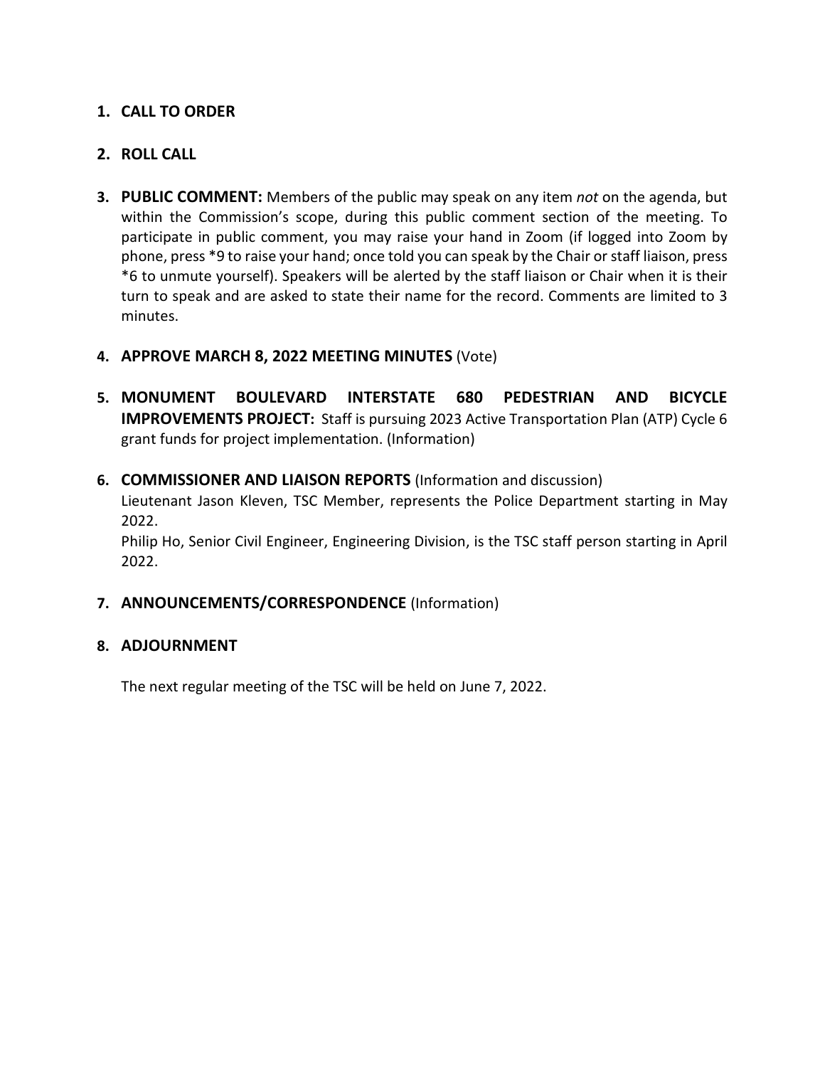1. **CALL TO ORDER**

2. **ROLL CALL**

3. **PUBLIC COMMENT:** Members of the public may speak on any item *not* on the agenda, but within the Commission's scope, during this public comment section of the meeting. To participate in public comment, you may raise your hand in Zoom (if logged into Zoom by phone, press *9 to raise your hand; once told you can speak by the Chair or staff liaison, press *6 to unmute yourself). Speakers will be alerted by the staff liaison or Chair when it is their turn to speak and are asked to state their name for the record. Comments are limited to 3 minutes.

4. **APPROVE MARCH 8, 2022 MEETING MINUTES** (Vote)

5. **MONUMENT BOULEVARD INTERSTATE 680 PEDESTRIAN AND BICYCLE IMPROVEMENTS PROJECT:** Staff is pursuing 2023 Active Transportation Plan (ATP) Cycle 6 grant funds for project implementation. (Information)

6. **COMMISSIONER AND LIAISON REPORTS** (Information and discussion)
   Lieutenant Jason Kleven, TSC Member, represents the Police Department starting in May 2022.
   Philip Ho, Senior Civil Engineer, Engineering Division, is the TSC staff person starting in April 2022.

7. **ANNOUNCEMENTS/CORRESPONDENCE** (Information)

8. **ADJOURNMENT**

   The next regular meeting of the TSC will be held on June 7, 2022.